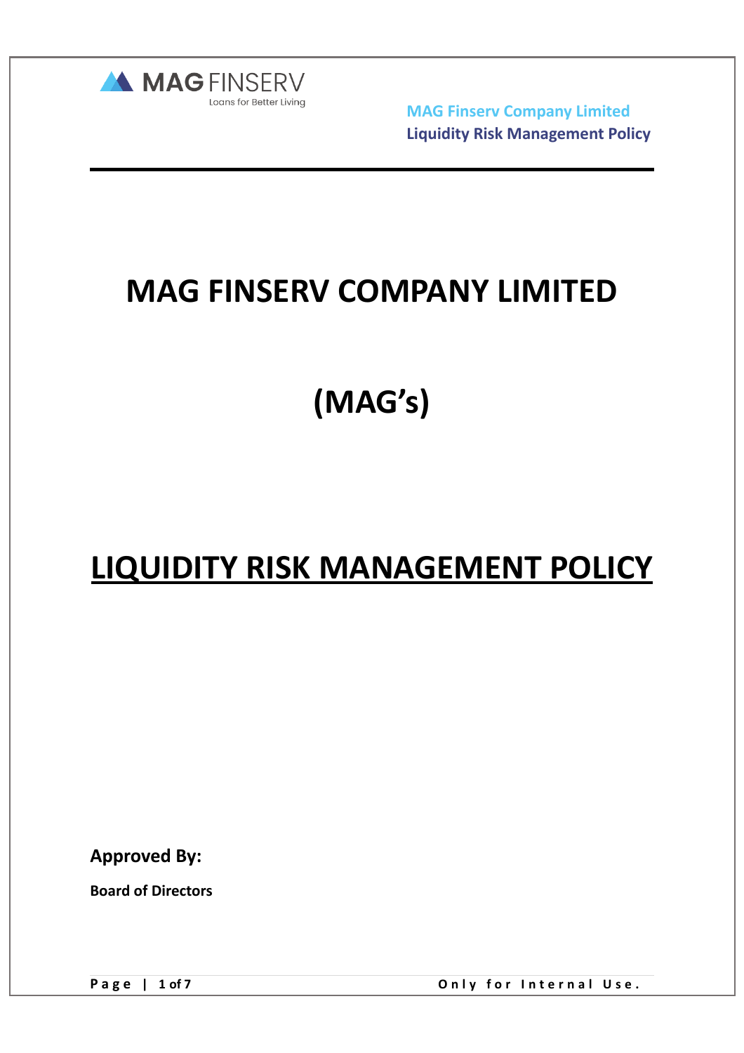# MAG FINSERV COMPANY LIMITED

# (MAG's)

# <u>LIQUIDITY RISK MANAGEMENT POLICY</u>

**Approved By:**

**Board of Directors**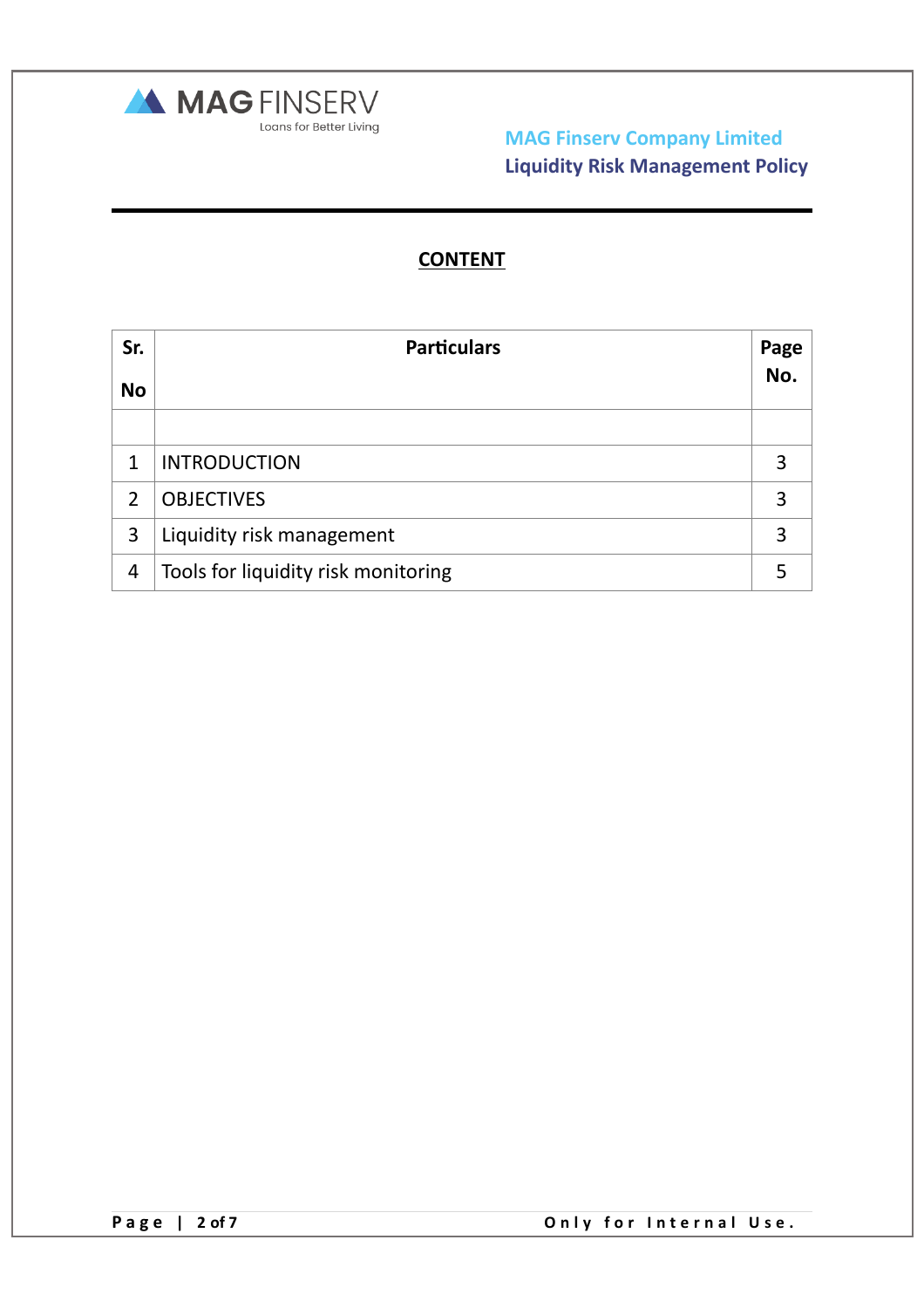## CONTENT

| Sr. No | Particulars | Page No. |
|---|---|---|
| | | |
| 1 | INTRODUCTION | 3 |
| 2 | OBJECTIVES | 3 |
| 3 | Liquidity risk management | 3 |
| 4 | Tools for liquidity risk monitoring | 5 |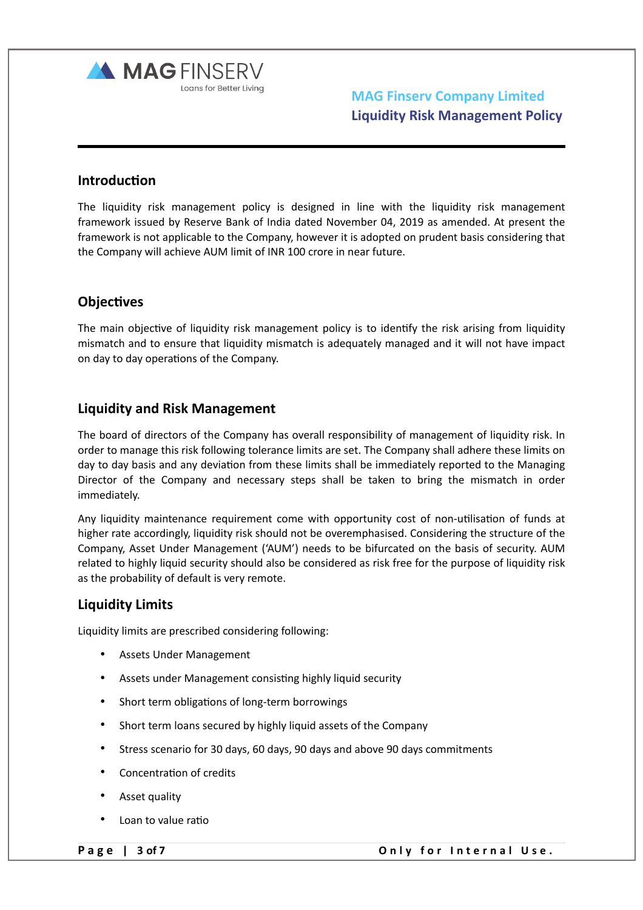## Introduction

The liquidity risk management policy is designed in line with the liquidity risk management framework issued by Reserve Bank of India dated November 04, 2019 as amended. At present the framework is not applicable to the Company, however it is adopted on prudent basis considering that the Company will achieve AUM limit of INR 100 crore in near future.

## Objectives

The main objective of liquidity risk management policy is to identify the risk arising from liquidity mismatch and to ensure that liquidity mismatch is adequately managed and it will not have impact on day to day operations of the Company.

## Liquidity and Risk Management

The board of directors of the Company has overall responsibility of management of liquidity risk. In order to manage this risk following tolerance limits are set. The Company shall adhere these limits on day to day basis and any deviation from these limits shall be immediately reported to the Managing Director of the Company and necessary steps shall be taken to bring the mismatch in order immediately.

Any liquidity maintenance requirement come with opportunity cost of non-utilisation of funds at higher rate accordingly, liquidity risk should not be overemphasised. Considering the structure of the Company, Asset Under Management ('AUM') needs to be bifurcated on the basis of security. AUM related to highly liquid security should also be considered as risk free for the purpose of liquidity risk as the probability of default is very remote.

## Liquidity Limits

Liquidity limits are prescribed considering following:

- Assets Under Management
- Assets under Management consisting highly liquid security
- Short term obligations of long-term borrowings
- Short term loans secured by highly liquid assets of the Company
- Stress scenario for 30 days, 60 days, 90 days and above 90 days commitments
- Concentration of credits
- Asset quality
- Loan to value ratio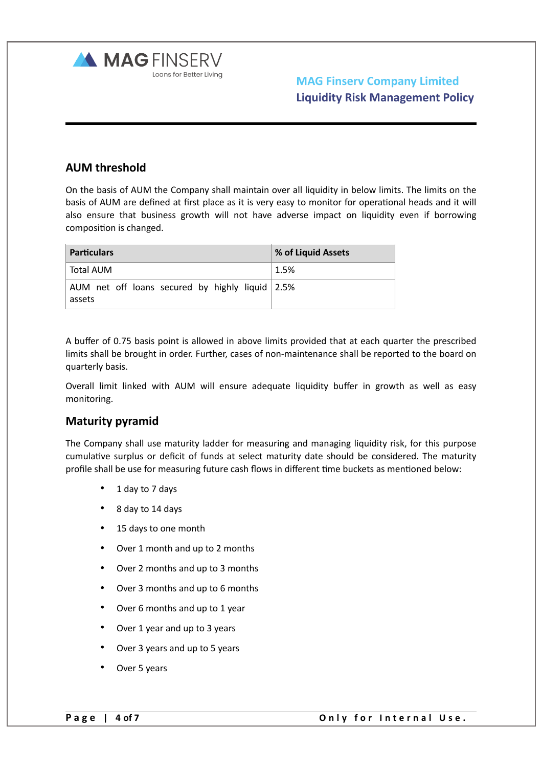## AUM threshold

On the basis of AUM the Company shall maintain over all liquidity in below limits. The limits on the basis of AUM are defined at first place as it is very easy to monitor for operational heads and it will also ensure that business growth will not have adverse impact on liquidity even if borrowing composition is changed.

| Particulars | % of Liquid Assets |
| --- | --- |
| Total AUM | 1.5% |
| AUM net off loans secured by highly liquid assets | 2.5% |

A buffer of 0.75 basis point is allowed in above limits provided that at each quarter the prescribed limits shall be brought in order. Further, cases of non-maintenance shall be reported to the board on quarterly basis.

Overall limit linked with AUM will ensure adequate liquidity buffer in growth as well as easy monitoring.

## Maturity pyramid

The Company shall use maturity ladder for measuring and managing liquidity risk, for this purpose cumulative surplus or deficit of funds at select maturity date should be considered. The maturity profile shall be use for measuring future cash flows in different time buckets as mentioned below:

- 1 day to 7 days
- 8 day to 14 days
- 15 days to one month
- Over 1 month and up to 2 months
- Over 2 months and up to 3 months
- Over 3 months and up to 6 months
- Over 6 months and up to 1 year
- Over 1 year and up to 3 years
- Over 3 years and up to 5 years
- Over 5 years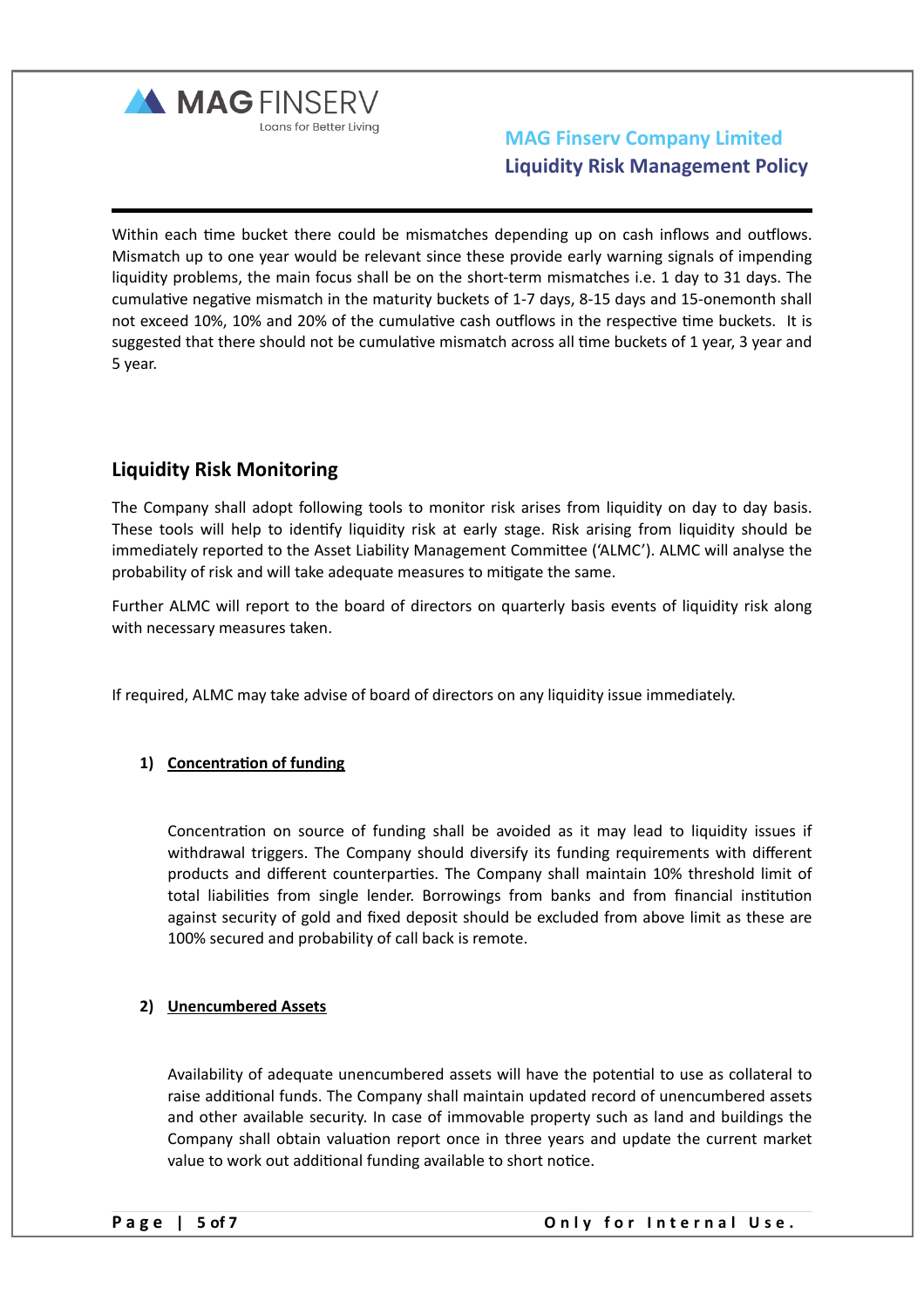Within each time bucket there could be mismatches depending up on cash inflows and outflows. Mismatch up to one year would be relevant since these provide early warning signals of impending liquidity problems, the main focus shall be on the short-term mismatches i.e. 1 day to 31 days. The cumulative negative mismatch in the maturity buckets of 1-7 days, 8-15 days and 15-onemonth shall not exceed 10%, 10% and 20% of the cumulative cash outflows in the respective time buckets. It is suggested that there should not be cumulative mismatch across all time buckets of 1 year, 3 year and 5 year.

## Liquidity Risk Monitoring

The Company shall adopt following tools to monitor risk arises from liquidity on day to day basis. These tools will help to identify liquidity risk at early stage. Risk arising from liquidity should be immediately reported to the Asset Liability Management Committee ('ALMC'). ALMC will analyse the probability of risk and will take adequate measures to mitigate the same.

Further ALMC will report to the board of directors on quarterly basis events of liquidity risk along with necessary measures taken.

If required, ALMC may take advise of board of directors on any liquidity issue immediately.

**1) Concentration of funding**

Concentration on source of funding shall be avoided as it may lead to liquidity issues if withdrawal triggers. The Company should diversify its funding requirements with different products and different counterparties. The Company shall maintain 10% threshold limit of total liabilities from single lender. Borrowings from banks and from financial institution against security of gold and fixed deposit should be excluded from above limit as these are 100% secured and probability of call back is remote.

**2) Unencumbered Assets**

Availability of adequate unencumbered assets will have the potential to use as collateral to raise additional funds. The Company shall maintain updated record of unencumbered assets and other available security. In case of immovable property such as land and buildings the Company shall obtain valuation report once in three years and update the current market value to work out additional funding available to short notice.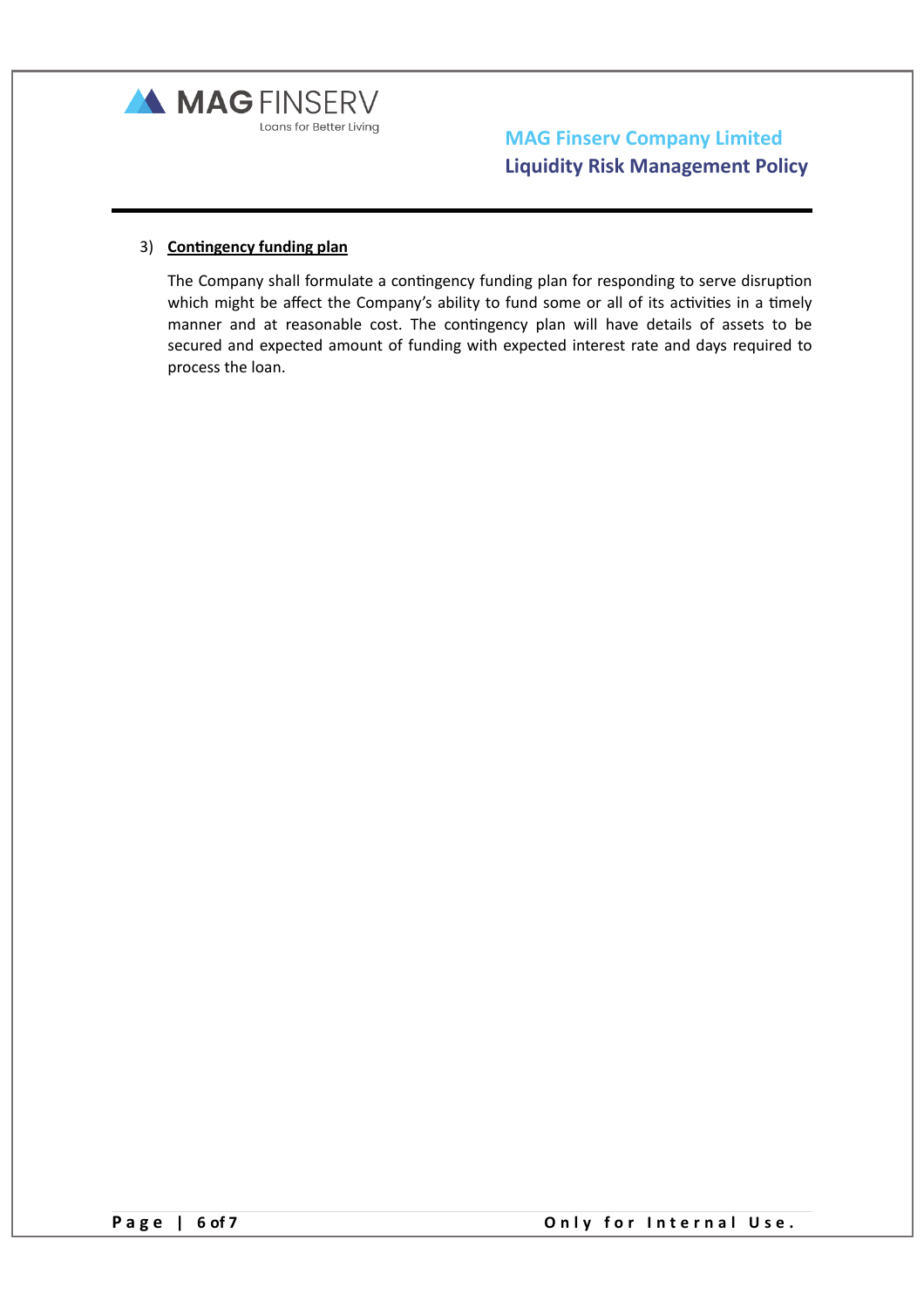3) **<u>Contingency funding plan</u>**

The Company shall formulate a contingency funding plan for responding to serve disruption which might be affect the Company's ability to fund some or all of its activities in a timely manner and at reasonable cost. The contingency plan will have details of assets to be secured and expected amount of funding with expected interest rate and days required to process the loan.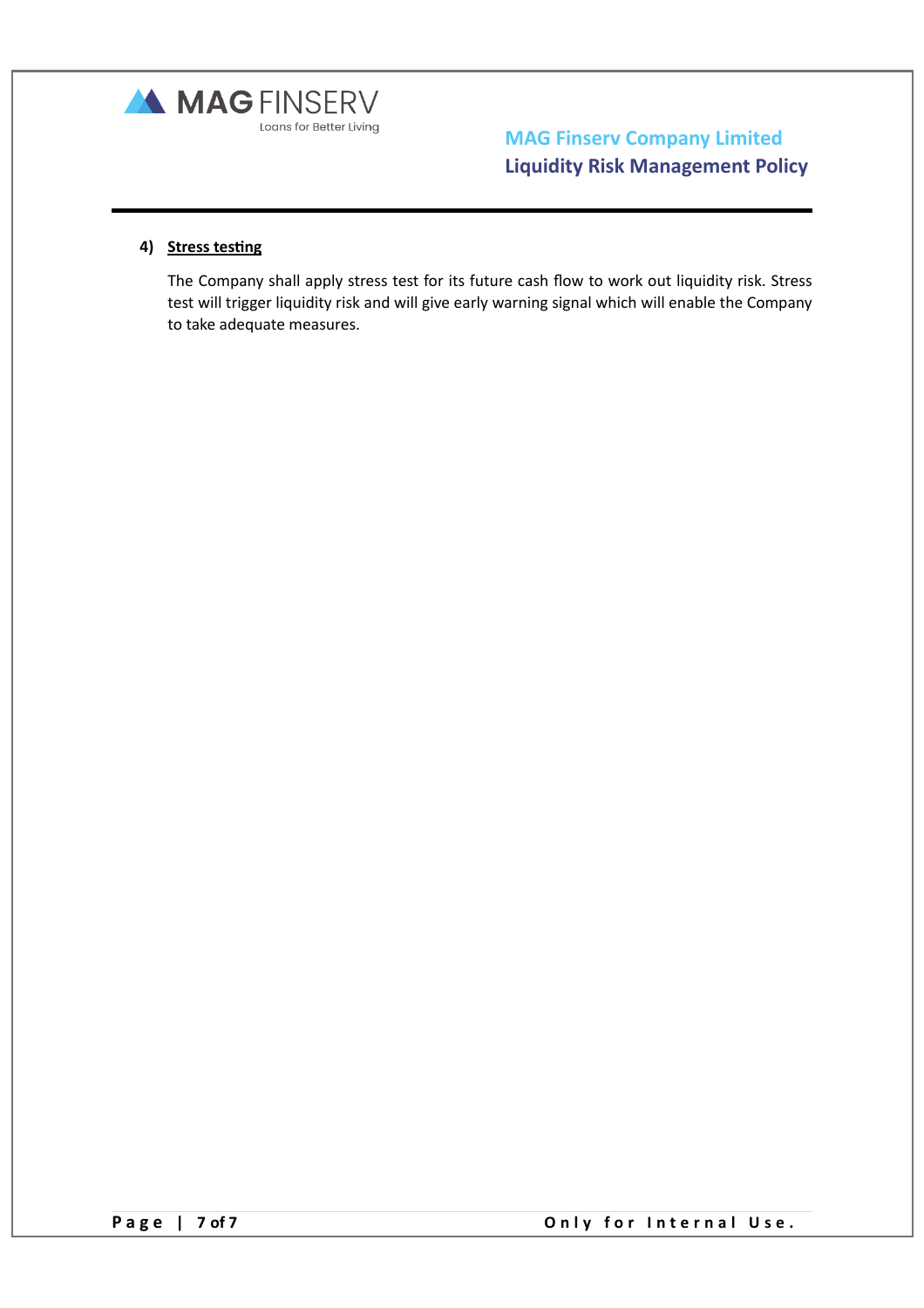4) **Stress testing**

The Company shall apply stress test for its future cash flow to work out liquidity risk. Stress test will trigger liquidity risk and will give early warning signal which will enable the Company to take adequate measures.